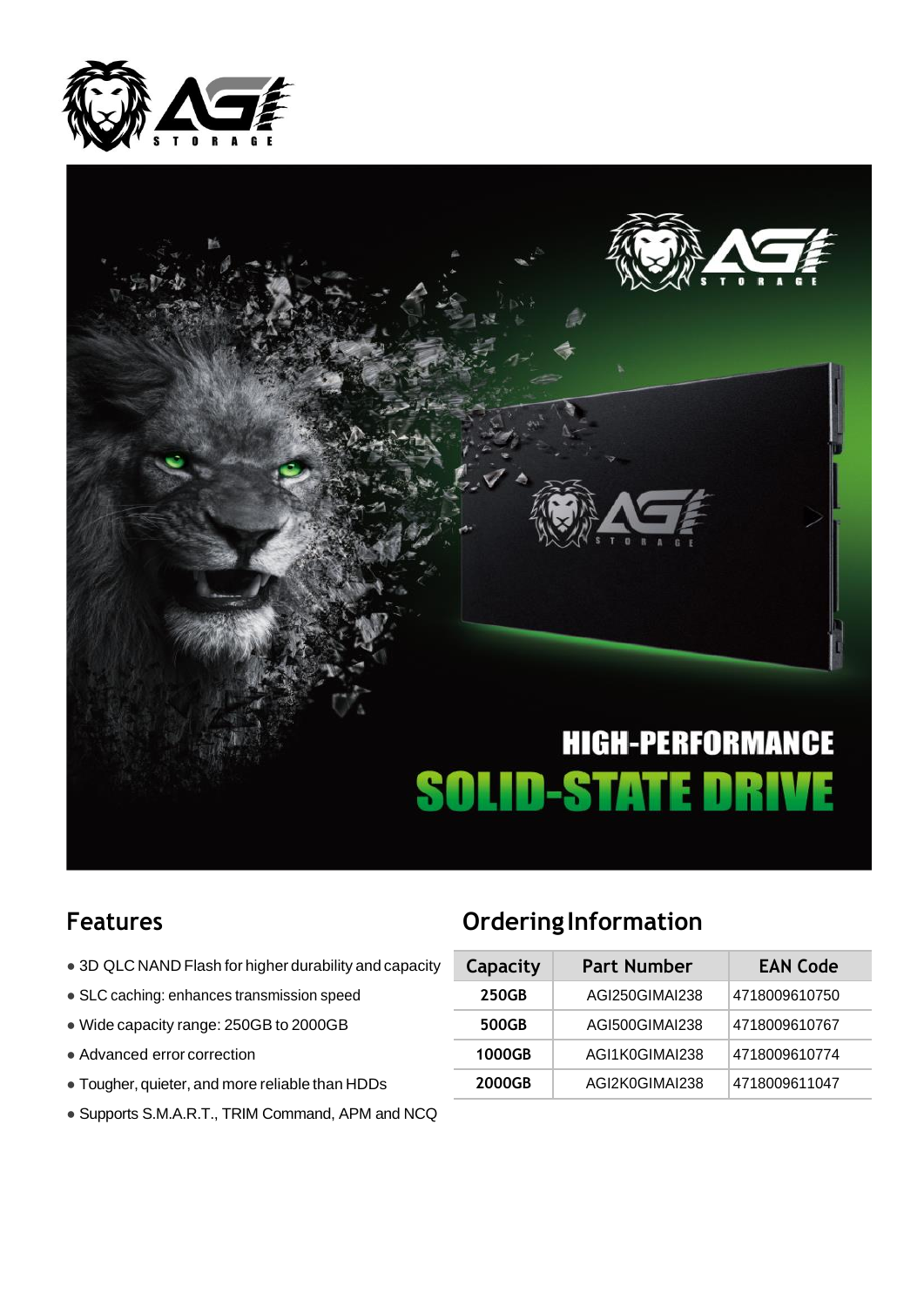AGI STORAGE

HIGH-PERFORMANCE

SOLID-STATE DRIVE

## Features

- 3D QLC NAND Flash for higher durability and capacity
- SLC caching: enhances transmission speed
- Wide capacity range: 250GB to 2000GB
- Advanced error correction
- Tougher, quieter, and more reliable than HDDs
- Supports S.M.A.R.T., TRIM Command, APM and NCQ

## Ordering Information

| Capacity | Part Number | EAN Code |
| --- | --- | --- |
| 250GB | AGI250GIMAI238 | 4718009610750 |
| 500GB | AGI500GIMAI238 | 4718009610767 |
| 1000GB | AGI1K0GIMAI238 | 4718009610774 |
| 2000GB | AGI2K0GIMAI238 | 4718009611047 |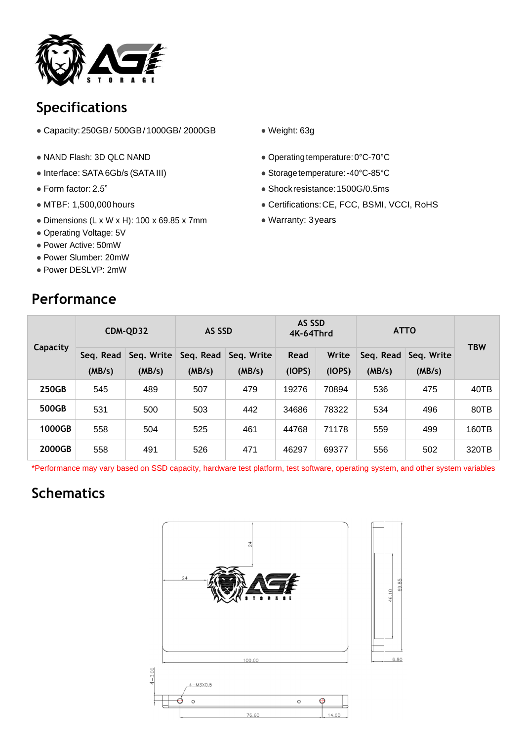## Specifications

- Capacity: 250GB/ 500GB/1000GB/ 2000GB
- NAND Flash: 3D QLC NAND
- Interface: SATA 6Gb/s (SATA III)
- Form factor: 2.5”
- MTBF: 1,500,000 hours
- Dimensions (L x W x H): 100 x 69.85 x 7mm
- Operating Voltage: 5V
- Power Active: 50mW
- Power Slumber: 20mW
- Power DESLVP: 2mW
- Weight: 63g
- Operating temperature: 0°C-70°C
- Storage temperature: -40°C-85°C
- Shock resistance: 1500G/0.5ms
- Certifications: CE, FCC, BSMI, VCCI, RoHS
- Warranty: 3 years

## Performance

| Capacity | CDM-QD32 | | AS SSD | | AS SSD 4K-64Thrd | | ATTO | | TBW |
|---|---|---|---|---|---|---|---|---|---|
| | Seq. Read (MB/s) | Seq. Write (MB/s) | Seq. Read (MB/s) | Seq. Write (MB/s) | Read (IOPS) | Write (IOPS) | Seq. Read (MB/s) | Seq. Write (MB/s) | |
| **250GB** | 545 | 489 | 507 | 479 | 19276 | 70894 | 536 | 475 | 40TB |
| **500GB** | 531 | 500 | 503 | 442 | 34686 | 78322 | 534 | 496 | 80TB |
| **1000GB** | 558 | 504 | 525 | 461 | 44768 | 71178 | 559 | 499 | 160TB |
| **2000GB** | 558 | 491 | 526 | 471 | 46297 | 69377 | 556 | 502 | 320TB |

*Performance may vary based on SSD capacity, hardware test platform, test software, operating system, and other system variables

## Schematics

24

24

100.00

46.10

69.85

6.80

4-3.00

4-M3X0.5

76.60

14.00